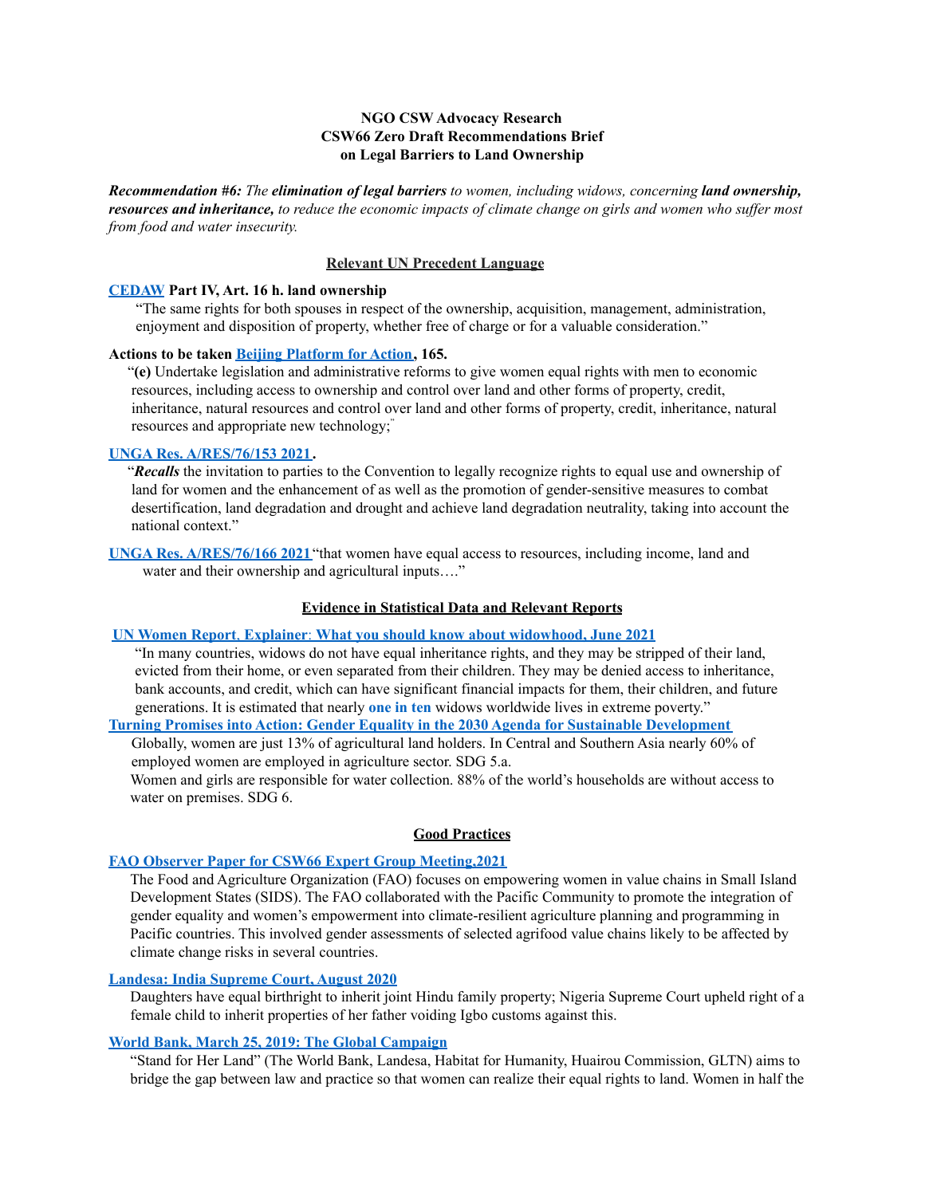**NGO CSW Advocacy Research**
**CSW66 Zero Draft Recommendations Brief**
**on Legal Barriers to Land Ownership**

***Recommendation #6:*** *The* ***elimination of legal barriers*** *to women, including widows, concerning* ***land ownership, resources and inheritance,*** *to reduce the economic impacts of climate change on girls and women who suffer most from food and water insecurity.*

## Relevant UN Precedent Language

**CEDAW Part IV, Art. 16 h. land ownership**

"The same rights for both spouses in respect of the ownership, acquisition, management, administration, enjoyment and disposition of property, whether free of charge or for a valuable consideration."

**Actions to be taken Beijing Platform for Action, 165.**

"**(e)** Undertake legislation and administrative reforms to give women equal rights with men to economic resources, including access to ownership and control over land and other forms of property, credit, inheritance, natural resources and control over land and other forms of property, credit, inheritance, natural resources and appropriate new technology;"

**UNGA Res. A/RES/76/153 2021.**

"***Recalls*** the invitation to parties to the Convention to legally recognize rights to equal use and ownership of land for women and the enhancement of as well as the promotion of gender-sensitive measures to combat desertification, land degradation and drought and achieve land degradation neutrality, taking into account the national context."

**UNGA Res. A/RES/76/166 2021** "that women have equal access to resources, including income, land and water and their ownership and agricultural inputs…."

## Evidence in Statistical Data and Relevant Reports

**UN Women Report, Explainer: What you should know about widowhood, June 2021**

"In many countries, widows do not have equal inheritance rights, and they may be stripped of their land, evicted from their home, or even separated from their children. They may be denied access to inheritance, bank accounts, and credit, which can have significant financial impacts for them, their children, and future generations. It is estimated that nearly **one in ten** widows worldwide lives in extreme poverty."

**Turning Promises into Action: Gender Equality in the 2030 Agenda for Sustainable Development**

Globally, women are just 13% of agricultural land holders. In Central and Southern Asia nearly 60% of employed women are employed in agriculture sector. SDG 5.a.

Women and girls are responsible for water collection. 88% of the world's households are without access to water on premises. SDG 6.

## Good Practices

**FAO Observer Paper for CSW66 Expert Group Meeting,2021**

The Food and Agriculture Organization (FAO) focuses on empowering women in value chains in Small Island Development States (SIDS). The FAO collaborated with the Pacific Community to promote the integration of gender equality and women's empowerment into climate-resilient agriculture planning and programming in Pacific countries. This involved gender assessments of selected agrifood value chains likely to be affected by climate change risks in several countries.

**Landesa: India Supreme Court, August 2020**

Daughters have equal birthright to inherit joint Hindu family property; Nigeria Supreme Court upheld right of a female child to inherit properties of her father voiding Igbo customs against this.

**World Bank, March 25, 2019: The Global Campaign**

"Stand for Her Land" (The World Bank, Landesa, Habitat for Humanity, Huairou Commission, GLTN) aims to bridge the gap between law and practice so that women can realize their equal rights to land. Women in half the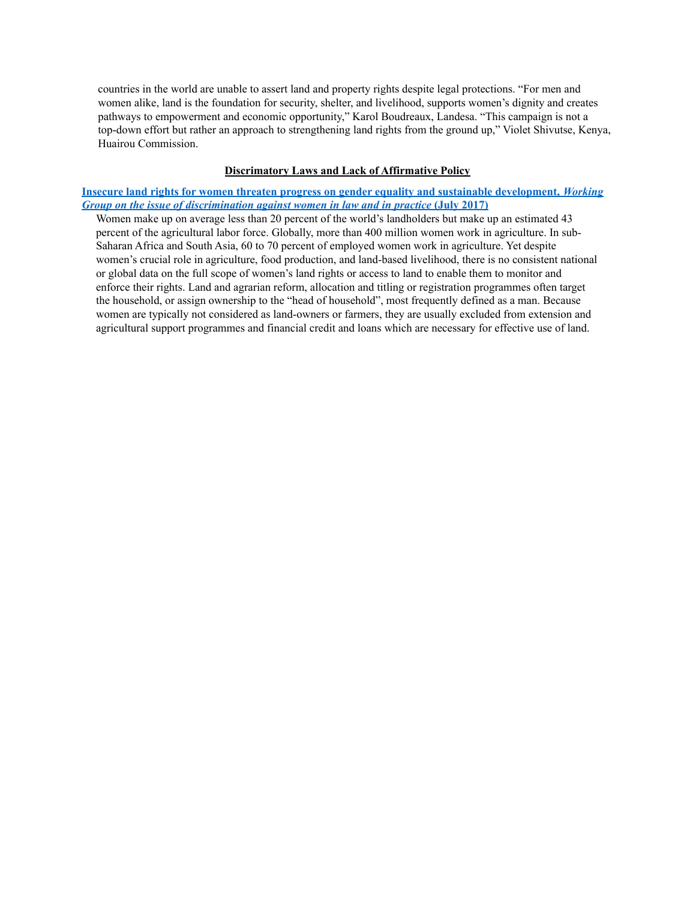countries in the world are unable to assert land and property rights despite legal protections. "For men and women alike, land is the foundation for security, shelter, and livelihood, supports women's dignity and creates pathways to empowerment and economic opportunity," Karol Boudreaux, Landesa. "This campaign is not a top-down effort but rather an approach to strengthening land rights from the ground up," Violet Shivutse, Kenya, Huairou Commission.

## Discriminatory Laws and Lack of Affirmative Policy

**Insecure land rights for women threaten progress on gender equality and sustainable development, *Working Group on the issue of discrimination against women in law and in practice* (July 2017)**

Women make up on average less than 20 percent of the world's landholders but make up an estimated 43 percent of the agricultural labor force. Globally, more than 400 million women work in agriculture. In sub-Saharan Africa and South Asia, 60 to 70 percent of employed women work in agriculture. Yet despite women's crucial role in agriculture, food production, and land-based livelihood, there is no consistent national or global data on the full scope of women's land rights or access to land to enable them to monitor and enforce their rights. Land and agrarian reform, allocation and titling or registration programmes often target the household, or assign ownership to the "head of household", most frequently defined as a man. Because women are typically not considered as land-owners or farmers, they are usually excluded from extension and agricultural support programmes and financial credit and loans which are necessary for effective use of land.